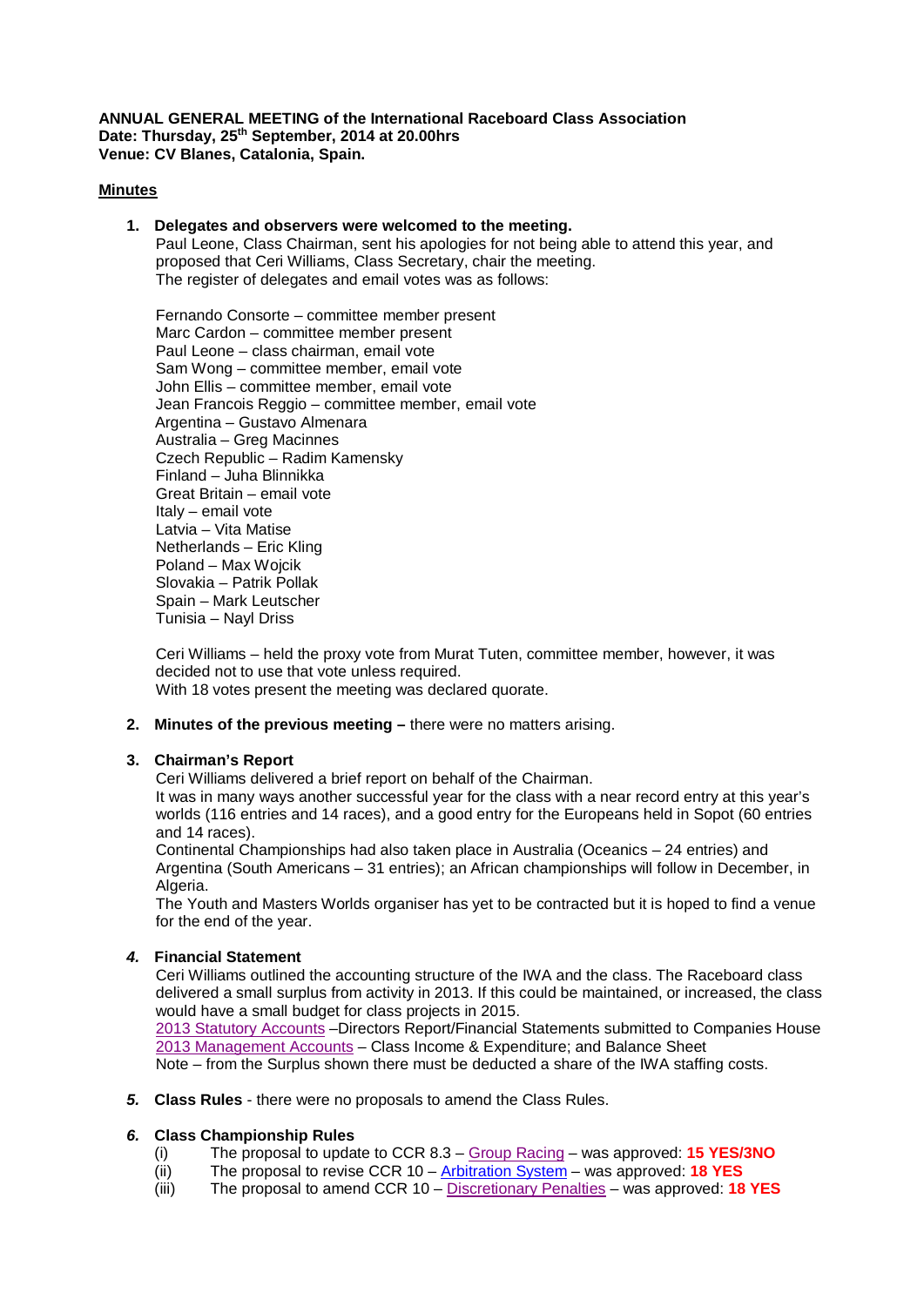**ANNUAL GENERAL MEETING of the International Raceboard Class Association**
**Date: Thursday, 25th September, 2014 at 20.00hrs**
**Venue: CV Blanes, Catalonia, Spain.**

**Minutes**

1. **Delegates and observers were welcomed to the meeting.**
   Paul Leone, Class Chairman, sent his apologies for not being able to attend this year, and proposed that Ceri Williams, Class Secretary, chair the meeting.
   The register of delegates and email votes was as follows:

   Fernando Consorte – committee member present
   Marc Cardon – committee member present
   Paul Leone – class chairman, email vote
   Sam Wong – committee member, email vote
   John Ellis – committee member, email vote
   Jean Francois Reggio – committee member, email vote
   Argentina – Gustavo Almenara
   Australia – Greg Macinnes
   Czech Republic – Radim Kamensky
   Finland – Juha Blinnikka
   Great Britain – email vote
   Italy – email vote
   Latvia – Vita Matise
   Netherlands – Eric Kling
   Poland – Max Wojcik
   Slovakia – Patrik Pollak
   Spain – Mark Leutscher
   Tunisia – Nayl Driss

   Ceri Williams – held the proxy vote from Murat Tuten, committee member, however, it was decided not to use that vote unless required.
   With 18 votes present the meeting was declared quorate.

2. **Minutes of the previous meeting –** there were no matters arising.

3. **Chairman's Report**
   Ceri Williams delivered a brief report on behalf of the Chairman.
   It was in many ways another successful year for the class with a near record entry at this year's worlds (116 entries and 14 races), and a good entry for the Europeans held in Sopot (60 entries and 14 races).
   Continental Championships had also taken place in Australia (Oceanics – 24 entries) and Argentina (South Americans – 31 entries); an African championships will follow in December, in Algeria.
   The Youth and Masters Worlds organiser has yet to be contracted but it is hoped to find a venue for the end of the year.

4. ***Financial Statement***
   Ceri Williams outlined the accounting structure of the IWA and the class. The Raceboard class delivered a small surplus from activity in 2013. If this could be maintained, or increased, the class would have a small budget for class projects in 2015.
   2013 Statutory Accounts –Directors Report/Financial Statements submitted to Companies House
   2013 Management Accounts – Class Income & Expenditure; and Balance Sheet
   Note – from the Surplus shown there must be deducted a share of the IWA staffing costs.

5. ***Class Rules*** - there were no proposals to amend the Class Rules.

6. ***Class Championship Rules***
   (i) The proposal to update to CCR 8.3 – Group Racing – was approved: **15 YES/3NO**
   (ii) The proposal to revise CCR 10 – Arbitration System – was approved: **18 YES**
   (iii) The proposal to amend CCR 10 – Discretionary Penalties – was approved: **18 YES**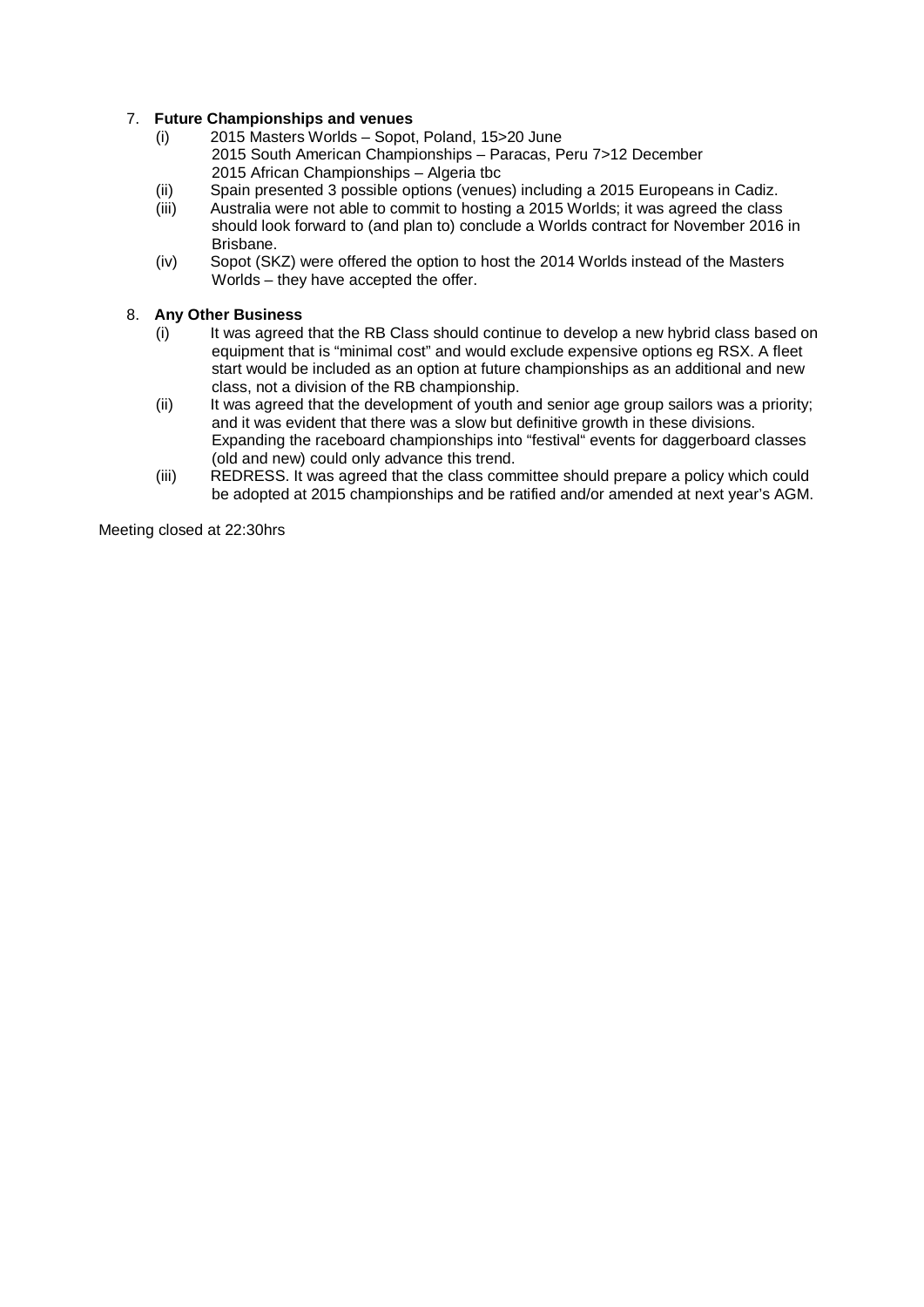7. **Future Championships and venues**
   (i) 2015 Masters Worlds – Sopot, Poland, 15>20 June
   2015 South American Championships – Paracas, Peru 7>12 December
   2015 African Championships – Algeria tbc
   (ii) Spain presented 3 possible options (venues) including a 2015 Europeans in Cadiz.
   (iii) Australia were not able to commit to hosting a 2015 Worlds; it was agreed the class should look forward to (and plan to) conclude a Worlds contract for November 2016 in Brisbane.
   (iv) Sopot (SKZ) were offered the option to host the 2014 Worlds instead of the Masters Worlds – they have accepted the offer.

8. **Any Other Business**
   (i) It was agreed that the RB Class should continue to develop a new hybrid class based on equipment that is "minimal cost" and would exclude expensive options eg RSX. A fleet start would be included as an option at future championships as an additional and new class, not a division of the RB championship.
   (ii) It was agreed that the development of youth and senior age group sailors was a priority; and it was evident that there was a slow but definitive growth in these divisions. Expanding the raceboard championships into "festival" events for daggerboard classes (old and new) could only advance this trend.
   (iii) REDRESS. It was agreed that the class committee should prepare a policy which could be adopted at 2015 championships and be ratified and/or amended at next year's AGM.

Meeting closed at 22:30hrs